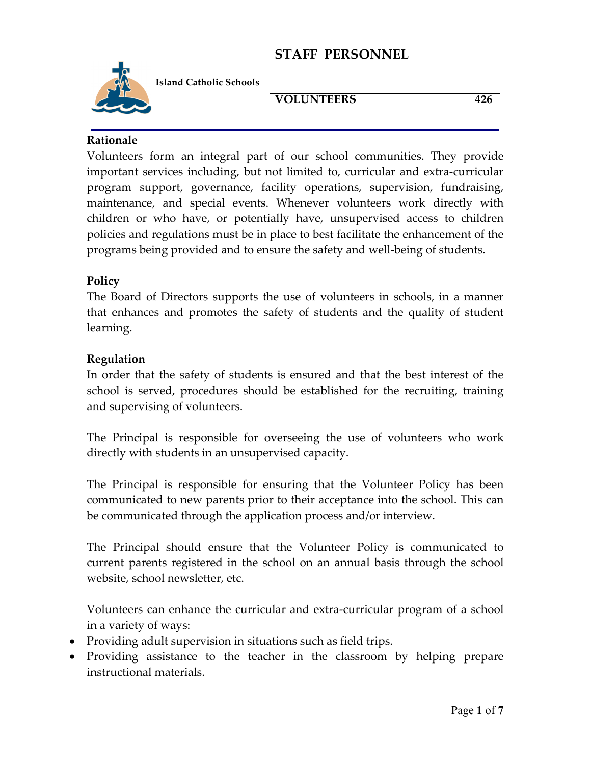# STAFF PERSONNEL

**Island Catholic Schools**

**VOLUNTEERS 426**

### Rationale

Volunteers form an integral part of our school communities. They provide important services including, but not limited to, curricular and extra-curricular program support, governance, facility operations, supervision, fundraising, maintenance, and special events. Whenever volunteers work directly with children or who have, or potentially have, unsupervised access to children policies and regulations must be in place to best facilitate the enhancement of the programs being provided and to ensure the safety and well-being of students.

### Policy

The Board of Directors supports the use of volunteers in schools, in a manner that enhances and promotes the safety of students and the quality of student learning.

### Regulation

In order that the safety of students is ensured and that the best interest of the school is served, procedures should be established for the recruiting, training and supervising of volunteers.

The Principal is responsible for overseeing the use of volunteers who work directly with students in an unsupervised capacity.

The Principal is responsible for ensuring that the Volunteer Policy has been communicated to new parents prior to their acceptance into the school. This can be communicated through the application process and/or interview.

The Principal should ensure that the Volunteer Policy is communicated to current parents registered in the school on an annual basis through the school website, school newsletter, etc.

Volunteers can enhance the curricular and extra-curricular program of a school in a variety of ways:

- Providing adult supervision in situations such as field trips.
- Providing assistance to the teacher in the classroom by helping prepare instructional materials.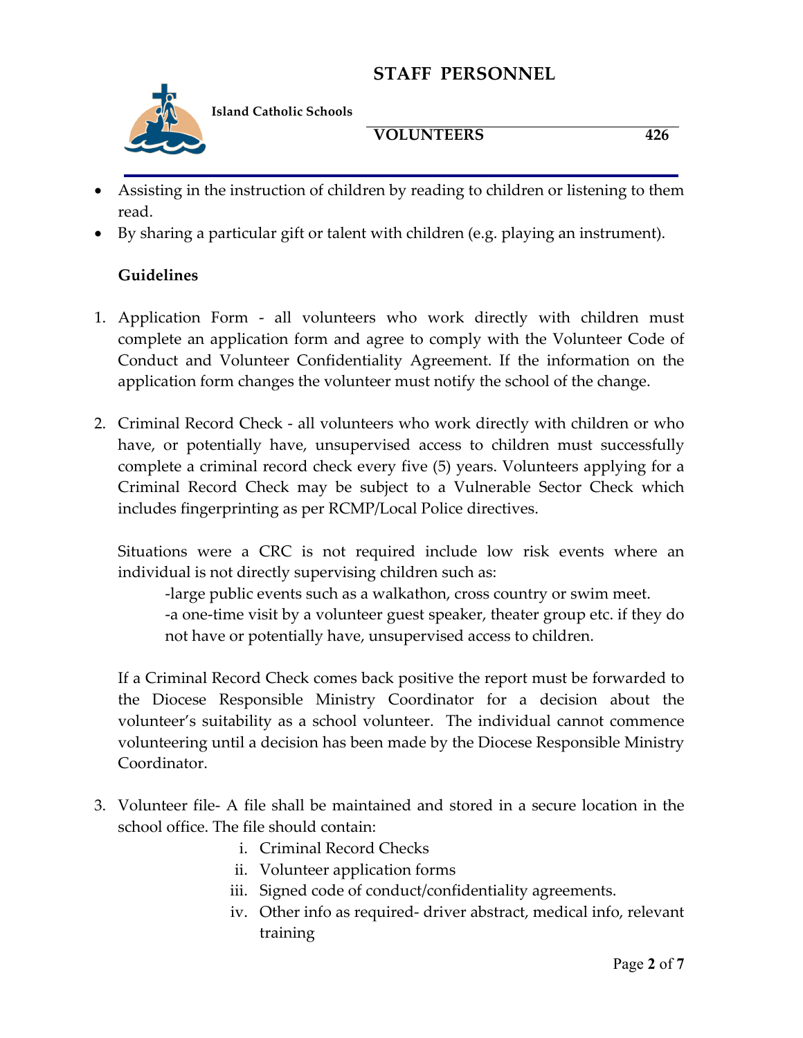- Assisting in the instruction of children by reading to children or listening to them read.
- By sharing a particular gift or talent with children (e.g. playing an instrument).

**Guidelines**

1. Application Form - all volunteers who work directly with children must complete an application form and agree to comply with the Volunteer Code of Conduct and Volunteer Confidentiality Agreement. If the information on the application form changes the volunteer must notify the school of the change.

2. Criminal Record Check - all volunteers who work directly with children or who have, or potentially have, unsupervised access to children must successfully complete a criminal record check every five (5) years. Volunteers applying for a Criminal Record Check may be subject to a Vulnerable Sector Check which includes fingerprinting as per RCMP/Local Police directives.

   Situations were a CRC is not required include low risk events where an individual is not directly supervising children such as:

   -large public events such as a walkathon, cross country or swim meet.
   -a one-time visit by a volunteer guest speaker, theater group etc. if they do not have or potentially have, unsupervised access to children.

   If a Criminal Record Check comes back positive the report must be forwarded to the Diocese Responsible Ministry Coordinator for a decision about the volunteer's suitability as a school volunteer. The individual cannot commence volunteering until a decision has been made by the Diocese Responsible Ministry Coordinator.

3. Volunteer file- A file shall be maintained and stored in a secure location in the school office. The file should contain:
   1. Criminal Record Checks
   2. Volunteer application forms
   3. Signed code of conduct/confidentiality agreements.
   4. Other info as required- driver abstract, medical info, relevant training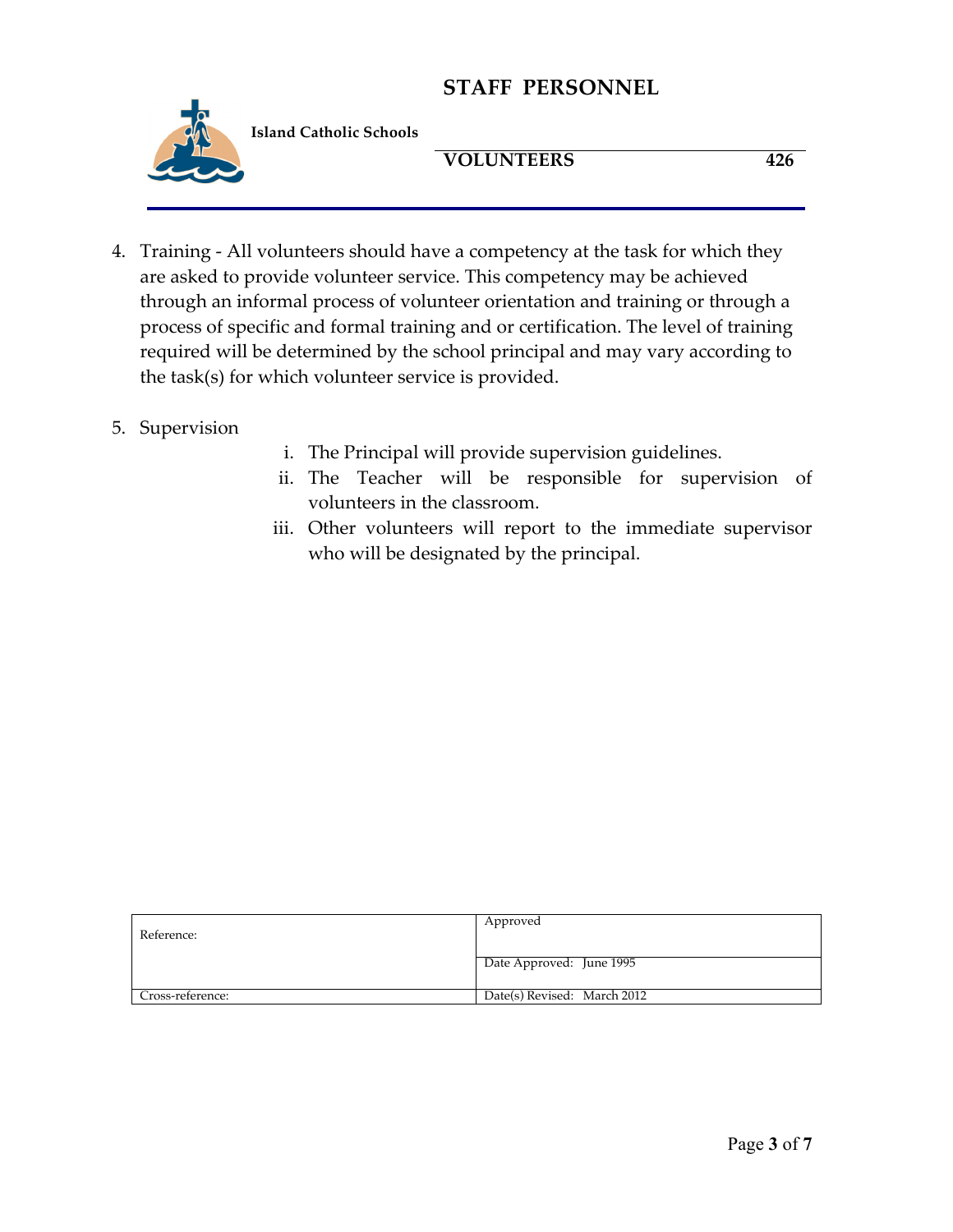4. Training - All volunteers should have a competency at the task for which they are asked to provide volunteer service. This competency may be achieved through an informal process of volunteer orientation and training or through a process of specific and formal training and or certification. The level of training required will be determined by the school principal and may vary according to the task(s) for which volunteer service is provided.

5. Supervision
    i. The Principal will provide supervision guidelines.
    ii. The Teacher will be responsible for supervision of volunteers in the classroom.
    iii. Other volunteers will report to the immediate supervisor who will be designated by the principal.

| Reference: | Approved |
|---|---|
| | Date Approved: June 1995 |
| Cross-reference: | Date(s) Revised: March 2012 |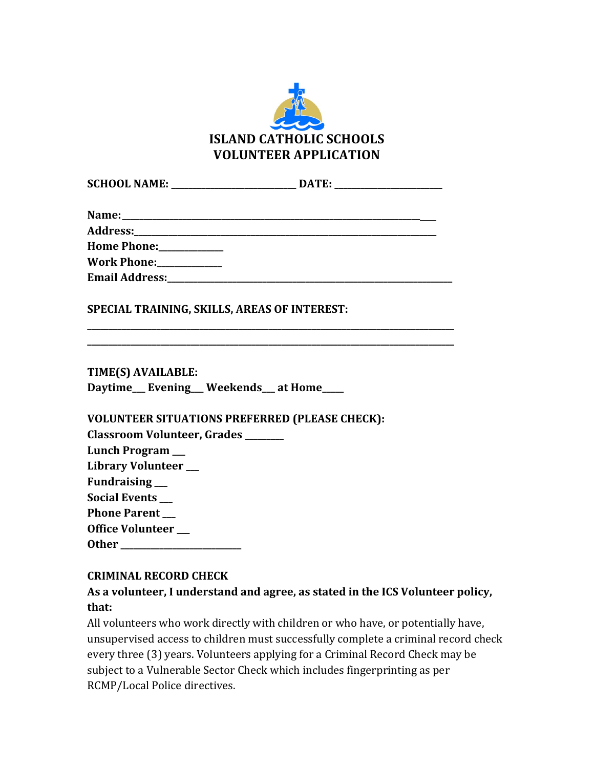# ISLAND CATHOLIC SCHOOLS
# VOLUNTEER APPLICATION

**SCHOOL NAME: __________________________ DATE: ______________________**

**Name:_______________________________________________________________**
**Address:_____________________________________________________________**
**Home Phone:_____________**
**Work Phone:_____________**
**Email Address:________________________________________________________**

**SPECIAL TRAINING, SKILLS, AREAS OF INTEREST:**

_____________________________________________________________________________
_____________________________________________________________________________

**TIME(S) AVAILABLE:**
**Daytime___ Evening___ Weekends___ at Home____**

**VOLUNTEER SITUATIONS PREFERRED (PLEASE CHECK):**
**Classroom Volunteer, Grades ________**
**Lunch Program ___**
**Library Volunteer ___**
**Fundraising ___**
**Social Events ___**
**Phone Parent ___**
**Office Volunteer ___**
**Other _________________________**

**CRIMINAL RECORD CHECK**
**As a volunteer, I understand and agree, as stated in the ICS Volunteer policy, that:**
All volunteers who work directly with children or who have, or potentially have, unsupervised access to children must successfully complete a criminal record check every three (3) years. Volunteers applying for a Criminal Record Check may be subject to a Vulnerable Sector Check which includes fingerprinting as per RCMP/Local Police directives.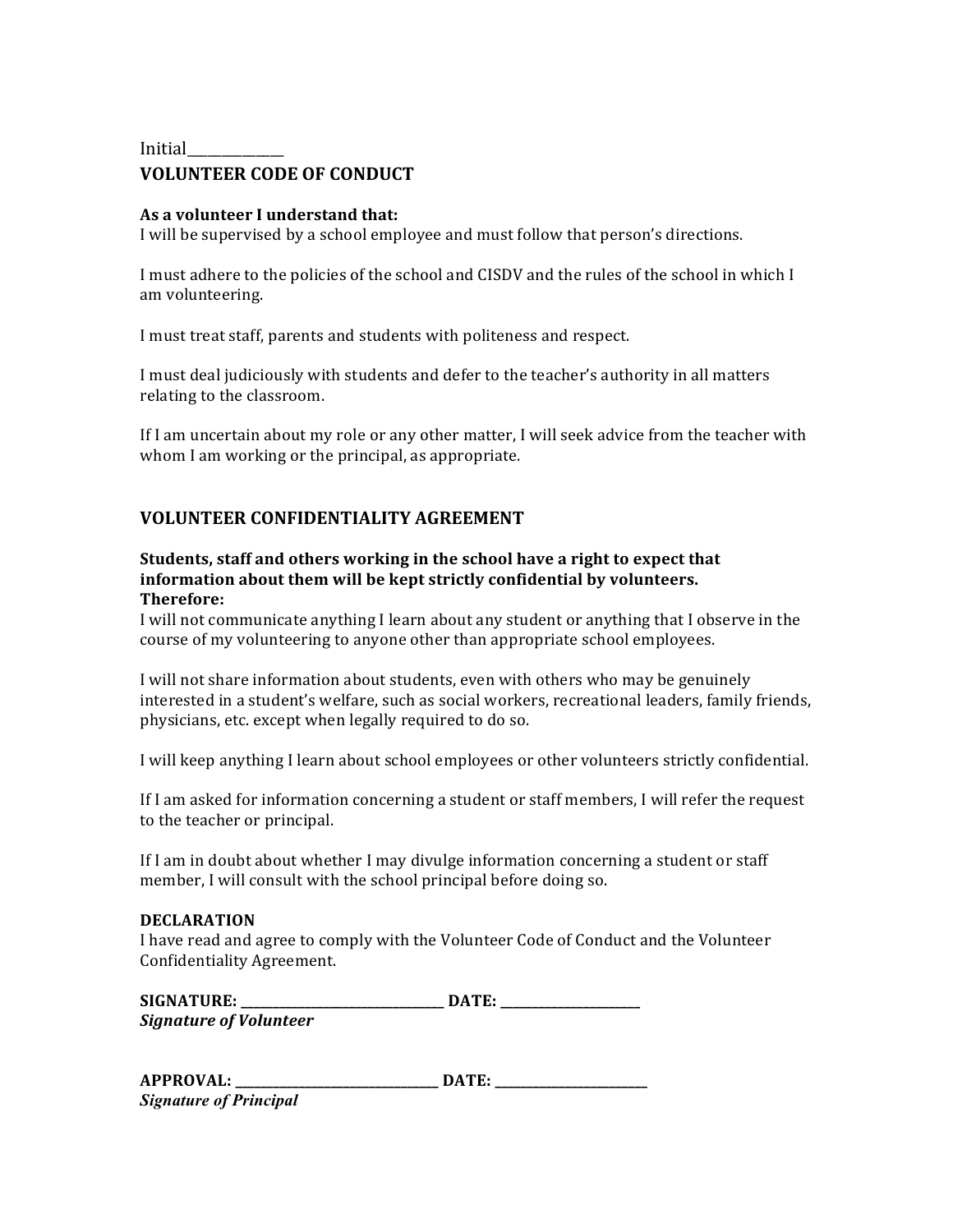Initial______________

## VOLUNTEER CODE OF CONDUCT

**As a volunteer I understand that:**
I will be supervised by a school employee and must follow that person's directions.

I must adhere to the policies of the school and CISDV and the rules of the school in which I am volunteering.

I must treat staff, parents and students with politeness and respect.

I must deal judiciously with students and defer to the teacher's authority in all matters relating to the classroom.

If I am uncertain about my role or any other matter, I will seek advice from the teacher with whom I am working or the principal, as appropriate.

## VOLUNTEER CONFIDENTIALITY AGREEMENT

**Students, staff and others working in the school have a right to expect that information about them will be kept strictly confidential by volunteers.**
**Therefore:**
I will not communicate anything I learn about any student or anything that I observe in the course of my volunteering to anyone other than appropriate school employees.

I will not share information about students, even with others who may be genuinely interested in a student's welfare, such as social workers, recreational leaders, family friends, physicians, etc. except when legally required to do so.

I will keep anything I learn about school employees or other volunteers strictly confidential.

If I am asked for information concerning a student or staff members, I will refer the request to the teacher or principal.

If I am in doubt about whether I may divulge information concerning a student or staff member, I will consult with the school principal before doing so.

**DECLARATION**
I have read and agree to comply with the Volunteer Code of Conduct and the Volunteer Confidentiality Agreement.

**SIGNATURE:** ________________________________ **DATE:** ______________________
***Signature of Volunteer***

**APPROVAL:** ________________________________ **DATE:** ________________________
***Signature of Principal***